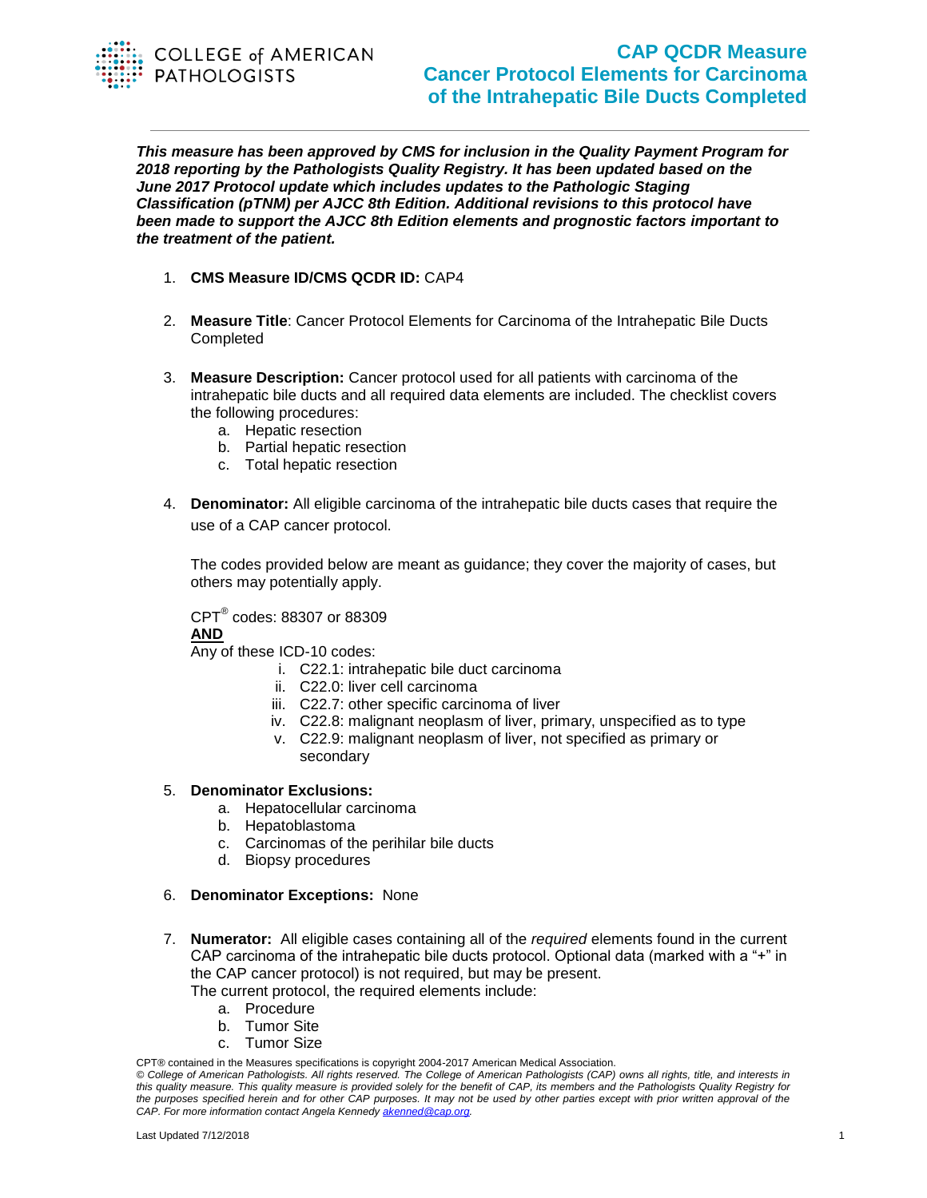COLLEGE of AMERICAN PATHOLOGISTS

# CAP QCDR Measure Cancer Protocol Elements for Carcinoma of the Intrahepatic Bile Ducts Completed

***This measure has been approved by CMS for inclusion in the Quality Payment Program for 2018 reporting by the Pathologists Quality Registry. It has been updated based on the June 2017 Protocol update which includes updates to the Pathologic Staging Classification (pTNM) per AJCC 8th Edition. Additional revisions to this protocol have been made to support the AJCC 8th Edition elements and prognostic factors important to the treatment of the patient.***

1. **CMS Measure ID/CMS QCDR ID:** CAP4

2. **Measure Title**: Cancer Protocol Elements for Carcinoma of the Intrahepatic Bile Ducts Completed

3. **Measure Description:** Cancer protocol used for all patients with carcinoma of the intrahepatic bile ducts and all required data elements are included. The checklist covers the following procedures:
   a. Hepatic resection
   b. Partial hepatic resection
   c. Total hepatic resection

4. **Denominator:** All eligible carcinoma of the intrahepatic bile ducts cases that require the use of a CAP cancer protocol.

   The codes provided below are meant as guidance; they cover the majority of cases, but others may potentially apply.

   CPT® codes: 88307 or 88309
   **AND**
   Any of these ICD-10 codes:
      i. C22.1: intrahepatic bile duct carcinoma
      ii. C22.0: liver cell carcinoma
      iii. C22.7: other specific carcinoma of liver
      iv. C22.8: malignant neoplasm of liver, primary, unspecified as to type
      v. C22.9: malignant neoplasm of liver, not specified as primary or secondary

5. **Denominator Exclusions:**
   a. Hepatocellular carcinoma
   b. Hepatoblastoma
   c. Carcinomas of the perihilar bile ducts
   d. Biopsy procedures

6. **Denominator Exceptions:** None

7. **Numerator:** All eligible cases containing all of the *required* elements found in the current CAP carcinoma of the intrahepatic bile ducts protocol. Optional data (marked with a "+" in the CAP cancer protocol) is not required, but may be present.
   The current protocol, the required elements include:
   a. Procedure
   b. Tumor Site
   c. Tumor Size

CPT® contained in the Measures specifications is copyright 2004-2017 American Medical Association.
*© College of American Pathologists. All rights reserved. The College of American Pathologists (CAP) owns all rights, title, and interests in this quality measure. This quality measure is provided solely for the benefit of CAP, its members and the Pathologists Quality Registry for the purposes specified herein and for other CAP purposes. It may not be used by other parties except with prior written approval of the CAP. For more information contact Angela Kennedy akenned@cap.org.*

Last Updated 7/12/2018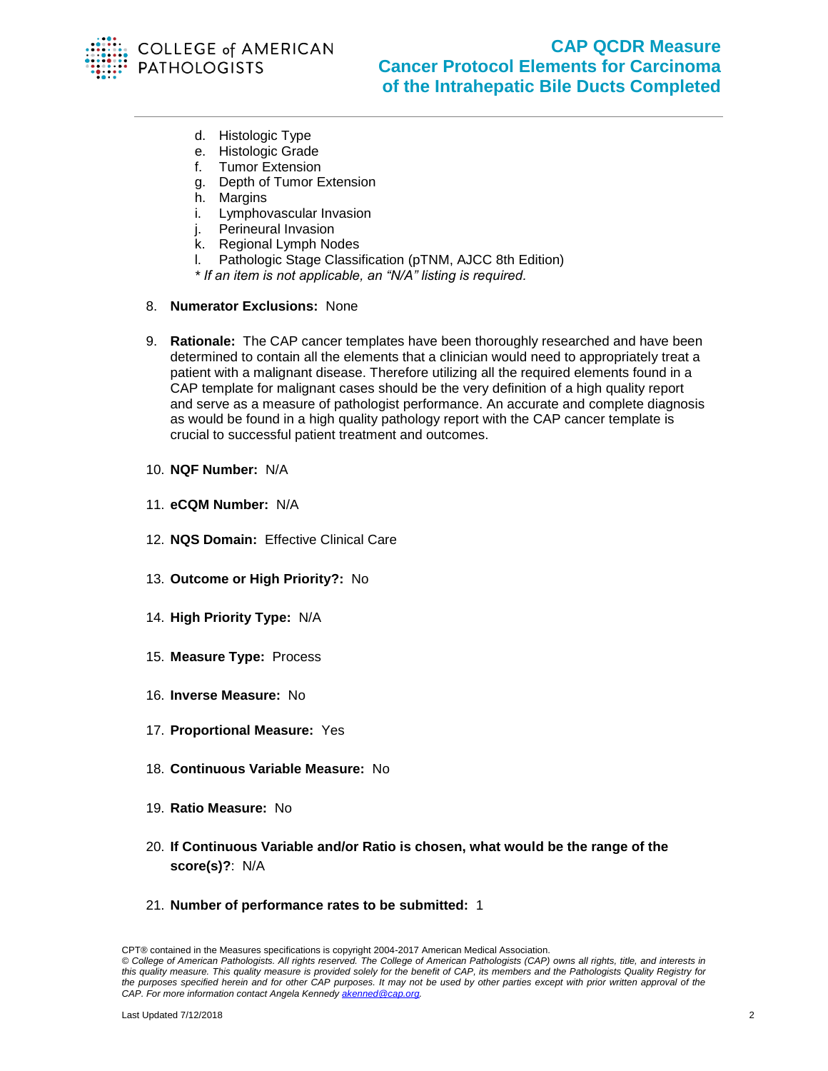d. Histologic Type
e. Histologic Grade
f. Tumor Extension
g. Depth of Tumor Extension
h. Margins
i. Lymphovascular Invasion
j. Perineural Invasion
k. Regional Lymph Nodes
l. Pathologic Stage Classification (pTNM, AJCC 8th Edition)

*\* If an item is not applicable, an "N/A" listing is required.*

8. **Numerator Exclusions:** None

9. **Rationale:** The CAP cancer templates have been thoroughly researched and have been determined to contain all the elements that a clinician would need to appropriately treat a patient with a malignant disease. Therefore utilizing all the required elements found in a CAP template for malignant cases should be the very definition of a high quality report and serve as a measure of pathologist performance. An accurate and complete diagnosis as would be found in a high quality pathology report with the CAP cancer template is crucial to successful patient treatment and outcomes.

10. **NQF Number:** N/A

11. **eCQM Number:** N/A

12. **NQS Domain:** Effective Clinical Care

13. **Outcome or High Priority?:** No

14. **High Priority Type:** N/A

15. **Measure Type:** Process

16. **Inverse Measure:** No

17. **Proportional Measure:** Yes

18. **Continuous Variable Measure:** No

19. **Ratio Measure:** No

20. **If Continuous Variable and/or Ratio is chosen, what would be the range of the score(s)?**: N/A

21. **Number of performance rates to be submitted:** 1

CPT® contained in the Measures specifications is copyright 2004-2017 American Medical Association.

*© College of American Pathologists. All rights reserved. The College of American Pathologists (CAP) owns all rights, title, and interests in this quality measure. This quality measure is provided solely for the benefit of CAP, its members and the Pathologists Quality Registry for the purposes specified herein and for other CAP purposes. It may not be used by other parties except with prior written approval of the CAP. For more information contact Angela Kennedy akenned@cap.org.*

Last Updated 7/12/2018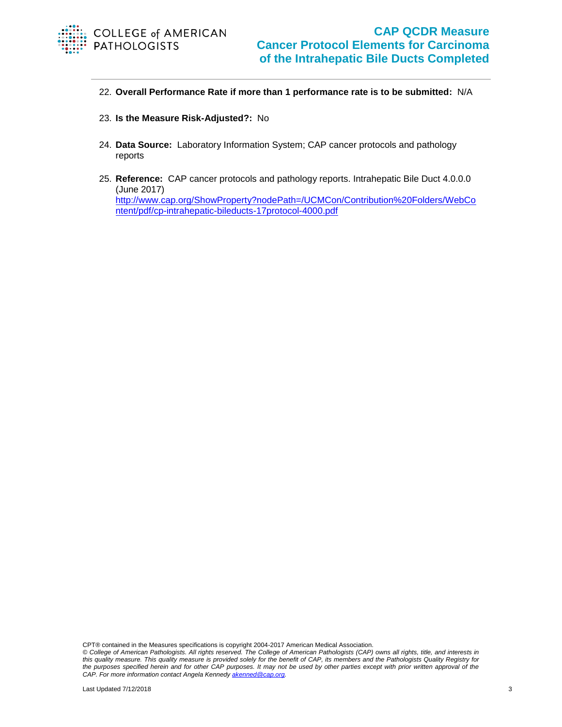22. **Overall Performance Rate if more than 1 performance rate is to be submitted:** N/A

23. **Is the Measure Risk-Adjusted?:** No

24. **Data Source:** Laboratory Information System; CAP cancer protocols and pathology reports

25. **Reference:** CAP cancer protocols and pathology reports. Intrahepatic Bile Duct 4.0.0.0 (June 2017)
    http://www.cap.org/ShowProperty?nodePath=/UCMCon/Contribution%20Folders/WebContent/pdf/cp-intrahepatic-bileducts-17protocol-4000.pdf

CPT® contained in the Measures specifications is copyright 2004-2017 American Medical Association.
*© College of American Pathologists. All rights reserved. The College of American Pathologists (CAP) owns all rights, title, and interests in this quality measure. This quality measure is provided solely for the benefit of CAP, its members and the Pathologists Quality Registry for the purposes specified herein and for other CAP purposes. It may not be used by other parties except with prior written approval of the CAP. For more information contact Angela Kennedy akenned@cap.org.*

Last Updated 7/12/2018